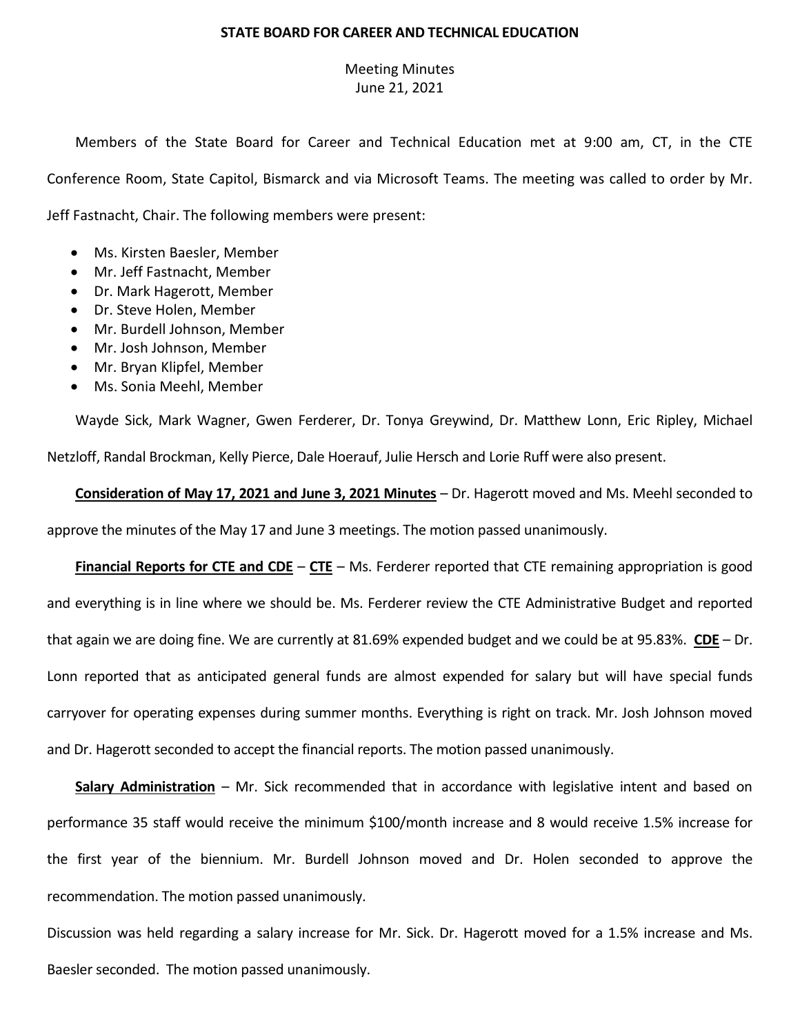**STATE BOARD FOR CAREER AND TECHNICAL EDUCATION**

Meeting Minutes
June 21, 2021

Members of the State Board for Career and Technical Education met at 9:00 am, CT, in the CTE Conference Room, State Capitol, Bismarck and via Microsoft Teams. The meeting was called to order by Mr. Jeff Fastnacht, Chair. The following members were present:

- Ms. Kirsten Baesler, Member
- Mr. Jeff Fastnacht, Member
- Dr. Mark Hagerott, Member
- Dr. Steve Holen, Member
- Mr. Burdell Johnson, Member
- Mr. Josh Johnson, Member
- Mr. Bryan Klipfel, Member
- Ms. Sonia Meehl, Member

Wayde Sick, Mark Wagner, Gwen Ferderer, Dr. Tonya Greywind, Dr. Matthew Lonn, Eric Ripley, Michael Netzloff, Randal Brockman, Kelly Pierce, Dale Hoerauf, Julie Hersch and Lorie Ruff were also present.

**Consideration of May 17, 2021 and June 3, 2021 Minutes** – Dr. Hagerott moved and Ms. Meehl seconded to approve the minutes of the May 17 and June 3 meetings. The motion passed unanimously.

**Financial Reports for CTE and CDE** – **CTE** – Ms. Ferderer reported that CTE remaining appropriation is good and everything is in line where we should be. Ms. Ferderer review the CTE Administrative Budget and reported that again we are doing fine. We are currently at 81.69% expended budget and we could be at 95.83%. **CDE** – Dr. Lonn reported that as anticipated general funds are almost expended for salary but will have special funds carryover for operating expenses during summer months. Everything is right on track. Mr. Josh Johnson moved and Dr. Hagerott seconded to accept the financial reports. The motion passed unanimously.

**Salary Administration** – Mr. Sick recommended that in accordance with legislative intent and based on performance 35 staff would receive the minimum $100/month increase and 8 would receive 1.5% increase for the first year of the biennium. Mr. Burdell Johnson moved and Dr. Holen seconded to approve the recommendation. The motion passed unanimously.

Discussion was held regarding a salary increase for Mr. Sick. Dr. Hagerott moved for a 1.5% increase and Ms. Baesler seconded. The motion passed unanimously.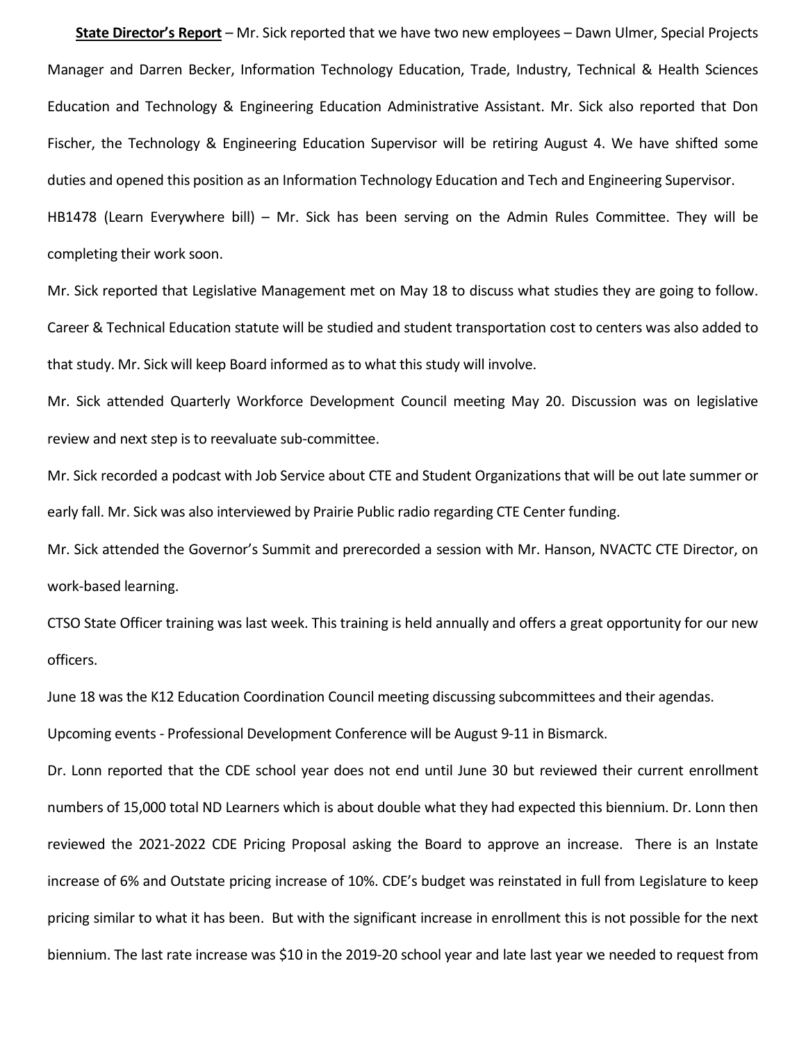**State Director's Report** – Mr. Sick reported that we have two new employees – Dawn Ulmer, Special Projects Manager and Darren Becker, Information Technology Education, Trade, Industry, Technical & Health Sciences Education and Technology & Engineering Education Administrative Assistant. Mr. Sick also reported that Don Fischer, the Technology & Engineering Education Supervisor will be retiring August 4. We have shifted some duties and opened this position as an Information Technology Education and Tech and Engineering Supervisor.

HB1478 (Learn Everywhere bill) – Mr. Sick has been serving on the Admin Rules Committee. They will be completing their work soon.

Mr. Sick reported that Legislative Management met on May 18 to discuss what studies they are going to follow. Career & Technical Education statute will be studied and student transportation cost to centers was also added to that study. Mr. Sick will keep Board informed as to what this study will involve.

Mr. Sick attended Quarterly Workforce Development Council meeting May 20. Discussion was on legislative review and next step is to reevaluate sub-committee.

Mr. Sick recorded a podcast with Job Service about CTE and Student Organizations that will be out late summer or early fall. Mr. Sick was also interviewed by Prairie Public radio regarding CTE Center funding.

Mr. Sick attended the Governor's Summit and prerecorded a session with Mr. Hanson, NVACTC CTE Director, on work-based learning.

CTSO State Officer training was last week. This training is held annually and offers a great opportunity for our new officers.

June 18 was the K12 Education Coordination Council meeting discussing subcommittees and their agendas.

Upcoming events - Professional Development Conference will be August 9-11 in Bismarck.

Dr. Lonn reported that the CDE school year does not end until June 30 but reviewed their current enrollment numbers of 15,000 total ND Learners which is about double what they had expected this biennium. Dr. Lonn then reviewed the 2021-2022 CDE Pricing Proposal asking the Board to approve an increase. There is an Instate increase of 6% and Outstate pricing increase of 10%. CDE's budget was reinstated in full from Legislature to keep pricing similar to what it has been. But with the significant increase in enrollment this is not possible for the next biennium. The last rate increase was $10 in the 2019-20 school year and late last year we needed to request from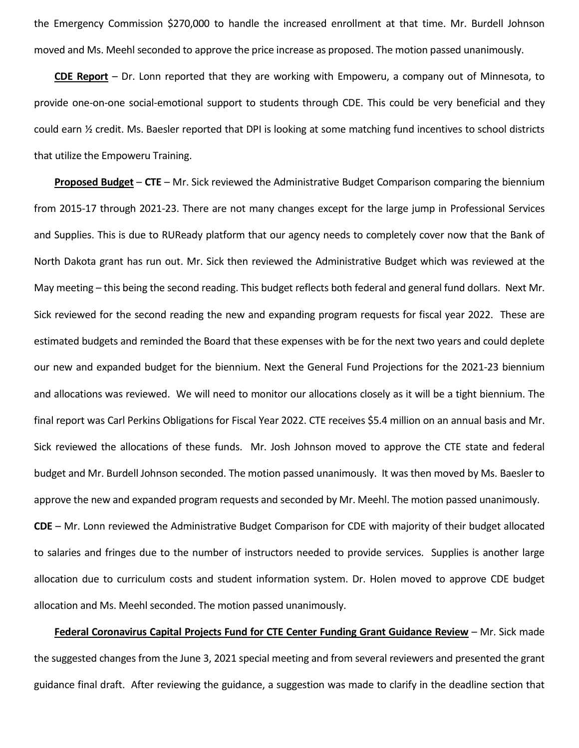the Emergency Commission $270,000 to handle the increased enrollment at that time. Mr. Burdell Johnson moved and Ms. Meehl seconded to approve the price increase as proposed. The motion passed unanimously.

**CDE Report** – Dr. Lonn reported that they are working with Empoweru, a company out of Minnesota, to provide one-on-one social-emotional support to students through CDE. This could be very beneficial and they could earn ½ credit. Ms. Baesler reported that DPI is looking at some matching fund incentives to school districts that utilize the Empoweru Training.

**Proposed Budget** – **CTE** – Mr. Sick reviewed the Administrative Budget Comparison comparing the biennium from 2015-17 through 2021-23. There are not many changes except for the large jump in Professional Services and Supplies. This is due to RUReady platform that our agency needs to completely cover now that the Bank of North Dakota grant has run out. Mr. Sick then reviewed the Administrative Budget which was reviewed at the May meeting – this being the second reading. This budget reflects both federal and general fund dollars. Next Mr. Sick reviewed for the second reading the new and expanding program requests for fiscal year 2022. These are estimated budgets and reminded the Board that these expenses with be for the next two years and could deplete our new and expanded budget for the biennium. Next the General Fund Projections for the 2021-23 biennium and allocations was reviewed. We will need to monitor our allocations closely as it will be a tight biennium. The final report was Carl Perkins Obligations for Fiscal Year 2022. CTE receives $5.4 million on an annual basis and Mr. Sick reviewed the allocations of these funds. Mr. Josh Johnson moved to approve the CTE state and federal budget and Mr. Burdell Johnson seconded. The motion passed unanimously. It was then moved by Ms. Baesler to approve the new and expanded program requests and seconded by Mr. Meehl. The motion passed unanimously.

**CDE** – Mr. Lonn reviewed the Administrative Budget Comparison for CDE with majority of their budget allocated to salaries and fringes due to the number of instructors needed to provide services. Supplies is another large allocation due to curriculum costs and student information system. Dr. Holen moved to approve CDE budget allocation and Ms. Meehl seconded. The motion passed unanimously.

**Federal Coronavirus Capital Projects Fund for CTE Center Funding Grant Guidance Review** – Mr. Sick made the suggested changes from the June 3, 2021 special meeting and from several reviewers and presented the grant guidance final draft. After reviewing the guidance, a suggestion was made to clarify in the deadline section that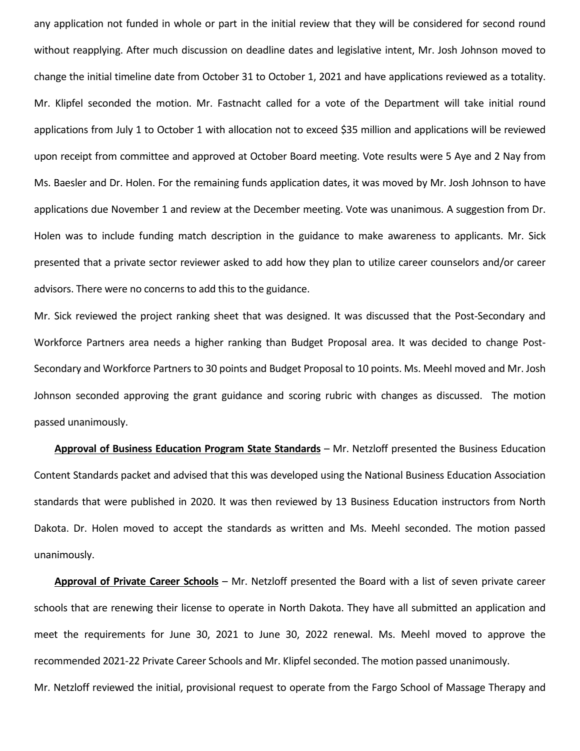any application not funded in whole or part in the initial review that they will be considered for second round without reapplying. After much discussion on deadline dates and legislative intent, Mr. Josh Johnson moved to change the initial timeline date from October 31 to October 1, 2021 and have applications reviewed as a totality. Mr. Klipfel seconded the motion. Mr. Fastnacht called for a vote of the Department will take initial round applications from July 1 to October 1 with allocation not to exceed $35 million and applications will be reviewed upon receipt from committee and approved at October Board meeting. Vote results were 5 Aye and 2 Nay from Ms. Baesler and Dr. Holen. For the remaining funds application dates, it was moved by Mr. Josh Johnson to have applications due November 1 and review at the December meeting. Vote was unanimous. A suggestion from Dr. Holen was to include funding match description in the guidance to make awareness to applicants. Mr. Sick presented that a private sector reviewer asked to add how they plan to utilize career counselors and/or career advisors. There were no concerns to add this to the guidance.

Mr. Sick reviewed the project ranking sheet that was designed. It was discussed that the Post-Secondary and Workforce Partners area needs a higher ranking than Budget Proposal area. It was decided to change Post-Secondary and Workforce Partners to 30 points and Budget Proposal to 10 points. Ms. Meehl moved and Mr. Josh Johnson seconded approving the grant guidance and scoring rubric with changes as discussed. The motion passed unanimously.

**Approval of Business Education Program State Standards** – Mr. Netzloff presented the Business Education Content Standards packet and advised that this was developed using the National Business Education Association standards that were published in 2020. It was then reviewed by 13 Business Education instructors from North Dakota. Dr. Holen moved to accept the standards as written and Ms. Meehl seconded. The motion passed unanimously.

**Approval of Private Career Schools** – Mr. Netzloff presented the Board with a list of seven private career schools that are renewing their license to operate in North Dakota. They have all submitted an application and meet the requirements for June 30, 2021 to June 30, 2022 renewal. Ms. Meehl moved to approve the recommended 2021-22 Private Career Schools and Mr. Klipfel seconded. The motion passed unanimously.

Mr. Netzloff reviewed the initial, provisional request to operate from the Fargo School of Massage Therapy and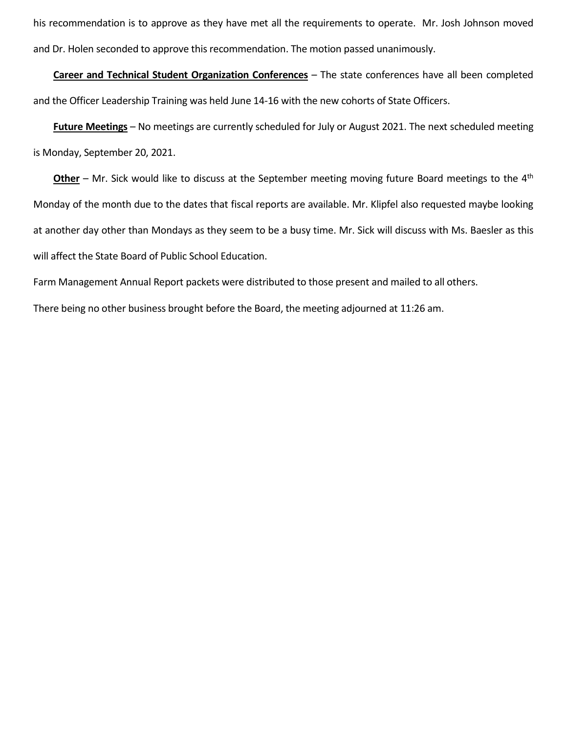his recommendation is to approve as they have met all the requirements to operate. Mr. Josh Johnson moved and Dr. Holen seconded to approve this recommendation. The motion passed unanimously.

**Career and Technical Student Organization Conferences** – The state conferences have all been completed and the Officer Leadership Training was held June 14-16 with the new cohorts of State Officers.

**Future Meetings** – No meetings are currently scheduled for July or August 2021. The next scheduled meeting is Monday, September 20, 2021.

**Other** – Mr. Sick would like to discuss at the September meeting moving future Board meetings to the 4th Monday of the month due to the dates that fiscal reports are available. Mr. Klipfel also requested maybe looking at another day other than Mondays as they seem to be a busy time. Mr. Sick will discuss with Ms. Baesler as this will affect the State Board of Public School Education.

Farm Management Annual Report packets were distributed to those present and mailed to all others.

There being no other business brought before the Board, the meeting adjourned at 11:26 am.